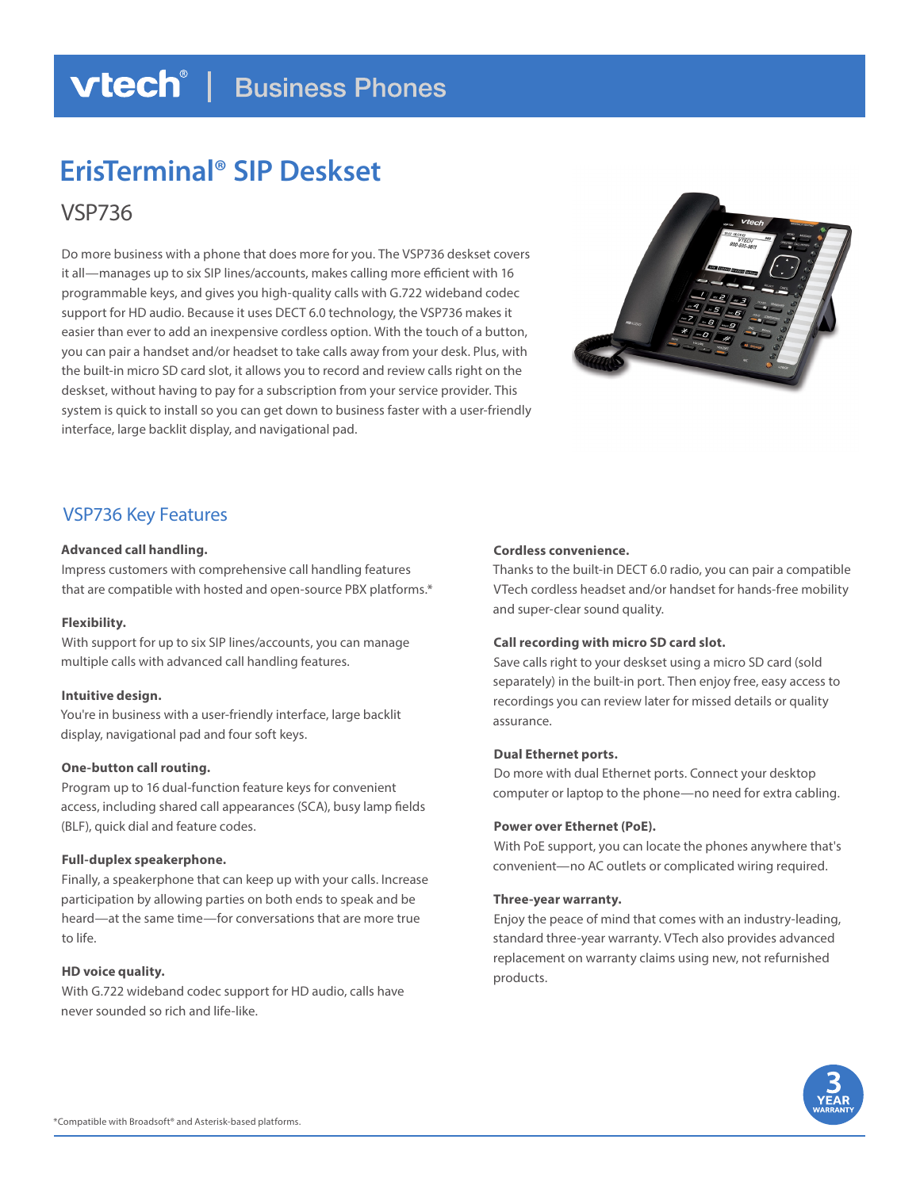vtech® | Business Phones

# EriSTerminal® SIP Deskset

## VSP736

Do more business with a phone that does more for you. The VSP736 deskset covers it all—manages up to six SIP lines/accounts, makes calling more efficient with 16 programmable keys, and gives you high-quality calls with G.722 wideband codec support for HD audio. Because it uses DECT 6.0 technology, the VSP736 makes it easier than ever to add an inexpensive cordless option. With the touch of a button, you can pair a handset and/or headset to take calls away from your desk. Plus, with the built-in micro SD card slot, it allows you to record and review calls right on the deskset, without having to pay for a subscription from your service provider. This system is quick to install so you can get down to business faster with a user-friendly interface, large backlit display, and navigational pad.

## VSP736 Key Features

**Advanced call handling.**
Impress customers with comprehensive call handling features that are compatible with hosted and open-source PBX platforms.*

**Flexibility.**
With support for up to six SIP lines/accounts, you can manage multiple calls with advanced call handling features.

**Intuitive design.**
You're in business with a user-friendly interface, large backlit display, navigational pad and four soft keys.

**One-button call routing.**
Program up to 16 dual-function feature keys for convenient access, including shared call appearances (SCA), busy lamp fields (BLF), quick dial and feature codes.

**Full-duplex speakerphone.**
Finally, a speakerphone that can keep up with your calls. Increase participation by allowing parties on both ends to speak and be heard—at the same time—for conversations that are more true to life.

**HD voice quality.**
With G.722 wideband codec support for HD audio, calls have never sounded so rich and life-like.

**Cordless convenience.**
Thanks to the built-in DECT 6.0 radio, you can pair a compatible VTech cordless headset and/or handset for hands-free mobility and super-clear sound quality.

**Call recording with micro SD card slot.**
Save calls right to your deskset using a micro SD card (sold separately) in the built-in port. Then enjoy free, easy access to recordings you can review later for missed details or quality assurance.

**Dual Ethernet ports.**
Do more with dual Ethernet ports. Connect your desktop computer or laptop to the phone—no need for extra cabling.

**Power over Ethernet (PoE).**
With PoE support, you can locate the phones anywhere that's convenient—no AC outlets or complicated wiring required.

**Three-year warranty.**
Enjoy the peace of mind that comes with an industry-leading, standard three-year warranty. VTech also provides advanced replacement on warranty claims using new, not refurbished products.

3 YEAR WARRANTY

*Compatible with Broadsoft® and Asterisk-based platforms.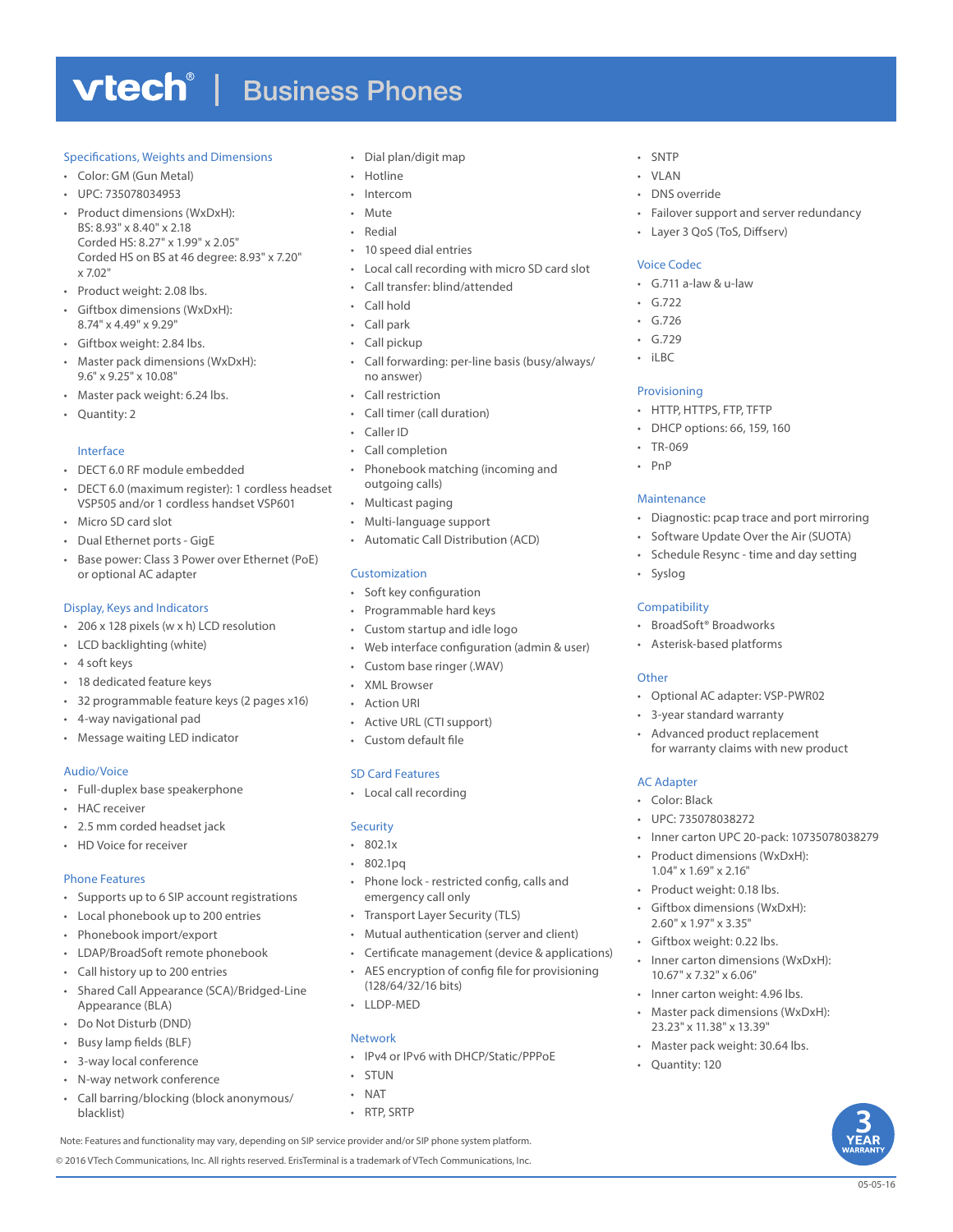# vtech® | Business Phones

### Specifications, Weights and Dimensions

- Color: GM (Gun Metal)
- UPC: 735078034953
- Product dimensions (WxDxH):
  BS: 8.93" x 8.40" x 2.18
  Corded HS: 8.27" x 1.99" x 2.05"
  Corded HS on BS at 46 degree: 8.93" x 7.20" x 7.02"
- Product weight: 2.08 lbs.
- Giftbox dimensions (WxDxH):
  8.74" x 4.49" x 9.29"
- Giftbox weight: 2.84 lbs.
- Master pack dimensions (WxDxH):
  9.6" x 9.25" x 10.08"
- Master pack weight: 6.24 lbs.
- Quantity: 2

### Interface

- DECT 6.0 RF module embedded
- DECT 6.0 (maximum register): 1 cordless headset VSP505 and/or 1 cordless handset VSP601
- Micro SD card slot
- Dual Ethernet ports - GigE
- Base power: Class 3 Power over Ethernet (PoE) or optional AC adapter

### Display, Keys and Indicators

- 206 x 128 pixels (w x h) LCD resolution
- LCD backlighting (white)
- 4 soft keys
- 18 dedicated feature keys
- 32 programmable feature keys (2 pages x16)
- 4-way navigational pad
- Message waiting LED indicator

### Audio/Voice

- Full-duplex base speakerphone
- HAC receiver
- 2.5 mm corded headset jack
- HD Voice for receiver

### Phone Features

- Supports up to 6 SIP account registrations
- Local phonebook up to 200 entries
- Phonebook import/export
- LDAP/BroadSoft remote phonebook
- Call history up to 200 entries
- Shared Call Appearance (SCA)/Bridged-Line Appearance (BLA)
- Do Not Disturb (DND)
- Busy lamp fields (BLF)
- 3-way local conference
- N-way network conference
- Call barring/blocking (block anonymous/ blacklist)
- Dial plan/digit map
- Hotline
- Intercom
- Mute
- Redial
- 10 speed dial entries
- Local call recording with micro SD card slot
- Call transfer: blind/attended
- Call hold
- Call park
- Call pickup
- Call forwarding: per-line basis (busy/always/ no answer)
- Call restriction
- Call timer (call duration)
- Caller ID
- Call completion
- Phonebook matching (incoming and outgoing calls)
- Multicast paging
- Multi-language support
- Automatic Call Distribution (ACD)

### Customization

- Soft key configuration
- Programmable hard keys
- Custom startup and idle logo
- Web interface configuration (admin & user)
- Custom base ringer (.WAV)
- XML Browser
- Action URI
- Active URL (CTI support)
- Custom default file

### SD Card Features

- Local call recording

### Security

- 802.1x
- 802.1pq
- Phone lock - restricted config, calls and emergency call only
- Transport Layer Security (TLS)
- Mutual authentication (server and client)
- Certificate management (device & applications)
- AES encryption of config file for provisioning (128/64/32/16 bits)
- LLDP-MED

### Network

- IPv4 or IPv6 with DHCP/Static/PPPoE
- STUN
- NAT
- RTP, SRTP
- SNTP
- VLAN
- DNS override
- Failover support and server redundancy
- Layer 3 QoS (ToS, Diffserv)

### Voice Codec

- G.711 a-law & u-law
- G.722
- G.726
- G.729
- iLBC

### Provisioning

- HTTP, HTTPS, FTP, TFTP
- DHCP options: 66, 159, 160
- TR-069
- PnP

### Maintenance

- Diagnostic: pcap trace and port mirroring
- Software Update Over the Air (SUOTA)
- Schedule Resync - time and day setting
- Syslog

### Compatibility

- BroadSoft® Broadworks
- Asterisk-based platforms

### Other

- Optional AC adapter: VSP-PWR02
- 3-year standard warranty
- Advanced product replacement for warranty claims with new product

### AC Adapter

- Color: Black
- UPC: 735078038272
- Inner carton UPC 20-pack: 10735078038279
- Product dimensions (WxDxH):
  1.04" x 1.69" x 2.16"
- Product weight: 0.18 lbs.
- Giftbox dimensions (WxDxH):
  2.60" x 1.97" x 3.35"
- Giftbox weight: 0.22 lbs.
- Inner carton dimensions (WxDxH):
  10.67" x 7.32" x 6.06"
- Inner carton weight: 4.96 lbs.
- Master pack dimensions (WxDxH):
  23.23" x 11.38" x 13.39"
- Master pack weight: 30.64 lbs.
- Quantity: 120

3 YEAR WARRANTY

Note: Features and functionality may vary, depending on SIP service provider and/or SIP phone system platform.

© 2016 VTech Communications, Inc. All rights reserved. ErisTerminal is a trademark of VTech Communications, Inc.

05-05-16